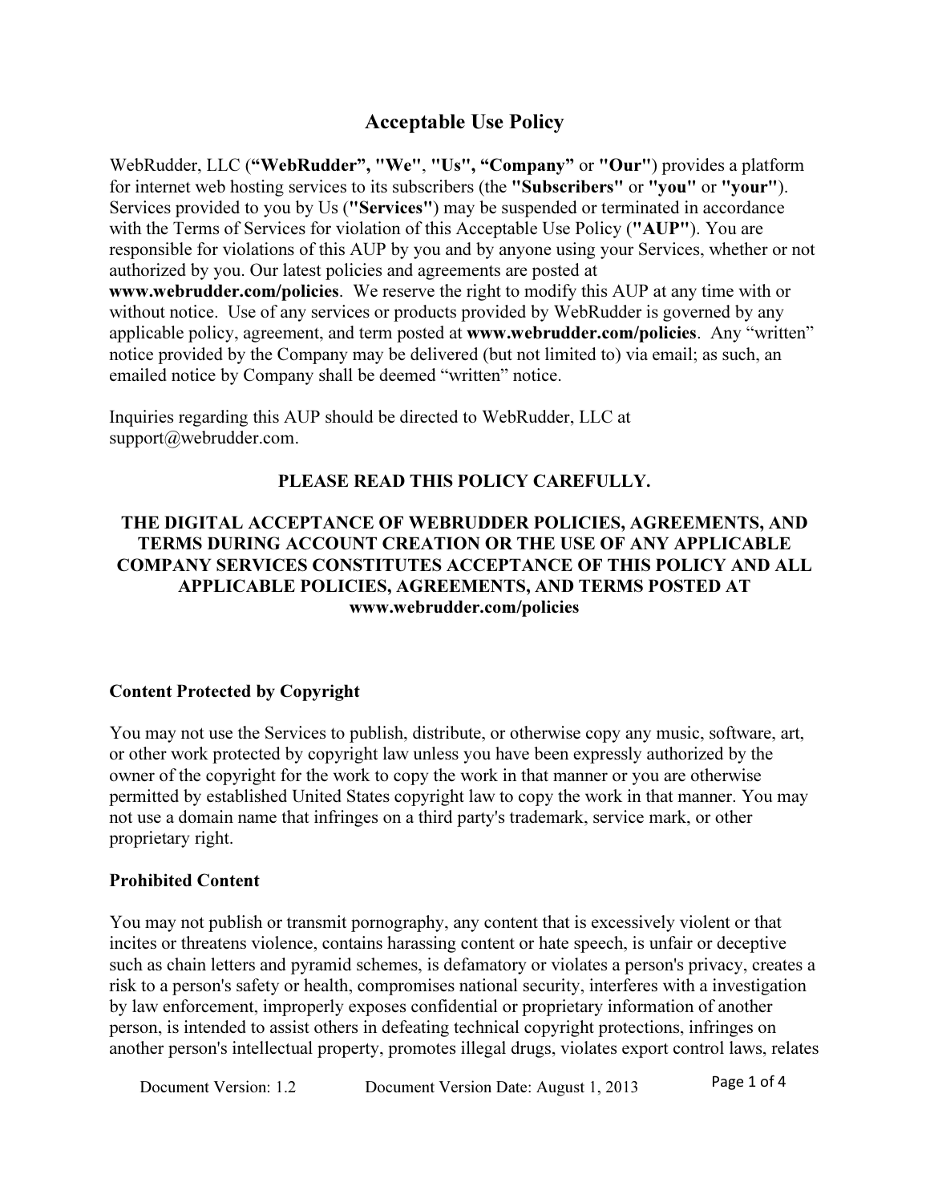# Acceptable Use Policy

WebRudder, LLC (**"WebRudder", "We", "Us", "Company"** or **"Our"**) provides a platform for internet web hosting services to its subscribers (the **"Subscribers"** or **"you"** or **"your"**). Services provided to you by Us (**"Services"**) may be suspended or terminated in accordance with the Terms of Services for violation of this Acceptable Use Policy (**"AUP"**). You are responsible for violations of this AUP by you and by anyone using your Services, whether or not authorized by you. Our latest policies and agreements are posted at **www.webrudder.com/policies**. We reserve the right to modify this AUP at any time with or without notice. Use of any services or products provided by WebRudder is governed by any applicable policy, agreement, and term posted at **www.webrudder.com/policies**. Any "written" notice provided by the Company may be delivered (but not limited to) via email; as such, an emailed notice by Company shall be deemed "written" notice.

Inquiries regarding this AUP should be directed to WebRudder, LLC at support@webrudder.com.

**PLEASE READ THIS POLICY CAREFULLY.**

**THE DIGITAL ACCEPTANCE OF WEBRUDDER POLICIES, AGREEMENTS, AND TERMS DURING ACCOUNT CREATION OR THE USE OF ANY APPLICABLE COMPANY SERVICES CONSTITUTES ACCEPTANCE OF THIS POLICY AND ALL APPLICABLE POLICIES, AGREEMENTS, AND TERMS POSTED AT www.webrudder.com/policies**

### Content Protected by Copyright

You may not use the Services to publish, distribute, or otherwise copy any music, software, art, or other work protected by copyright law unless you have been expressly authorized by the owner of the copyright for the work to copy the work in that manner or you are otherwise permitted by established United States copyright law to copy the work in that manner. You may not use a domain name that infringes on a third party's trademark, service mark, or other proprietary right.

### Prohibited Content

You may not publish or transmit pornography, any content that is excessively violent or that incites or threatens violence, contains harassing content or hate speech, is unfair or deceptive such as chain letters and pyramid schemes, is defamatory or violates a person's privacy, creates a risk to a person's safety or health, compromises national security, interferes with a investigation by law enforcement, improperly exposes confidential or proprietary information of another person, is intended to assist others in defeating technical copyright protections, infringes on another person's intellectual property, promotes illegal drugs, violates export control laws, relates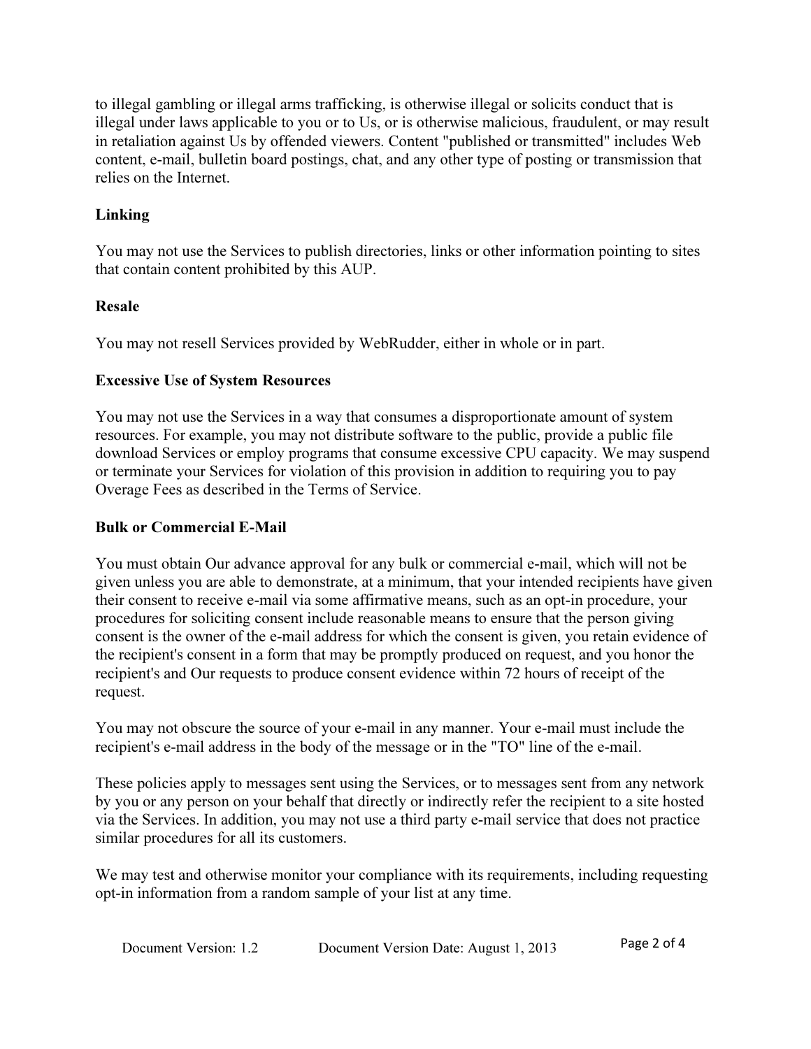to illegal gambling or illegal arms trafficking, is otherwise illegal or solicits conduct that is illegal under laws applicable to you or to Us, or is otherwise malicious, fraudulent, or may result in retaliation against Us by offended viewers. Content "published or transmitted" includes Web content, e-mail, bulletin board postings, chat, and any other type of posting or transmission that relies on the Internet.

**Linking**

You may not use the Services to publish directories, links or other information pointing to sites that contain content prohibited by this AUP.

**Resale**

You may not resell Services provided by WebRudder, either in whole or in part.

**Excessive Use of System Resources**

You may not use the Services in a way that consumes a disproportionate amount of system resources. For example, you may not distribute software to the public, provide a public file download Services or employ programs that consume excessive CPU capacity. We may suspend or terminate your Services for violation of this provision in addition to requiring you to pay Overage Fees as described in the Terms of Service.

**Bulk or Commercial E-Mail**

You must obtain Our advance approval for any bulk or commercial e-mail, which will not be given unless you are able to demonstrate, at a minimum, that your intended recipients have given their consent to receive e-mail via some affirmative means, such as an opt-in procedure, your procedures for soliciting consent include reasonable means to ensure that the person giving consent is the owner of the e-mail address for which the consent is given, you retain evidence of the recipient's consent in a form that may be promptly produced on request, and you honor the recipient's and Our requests to produce consent evidence within 72 hours of receipt of the request.

You may not obscure the source of your e-mail in any manner. Your e-mail must include the recipient's e-mail address in the body of the message or in the "TO" line of the e-mail.

These policies apply to messages sent using the Services, or to messages sent from any network by you or any person on your behalf that directly or indirectly refer the recipient to a site hosted via the Services. In addition, you may not use a third party e-mail service that does not practice similar procedures for all its customers.

We may test and otherwise monitor your compliance with its requirements, including requesting opt-in information from a random sample of your list at any time.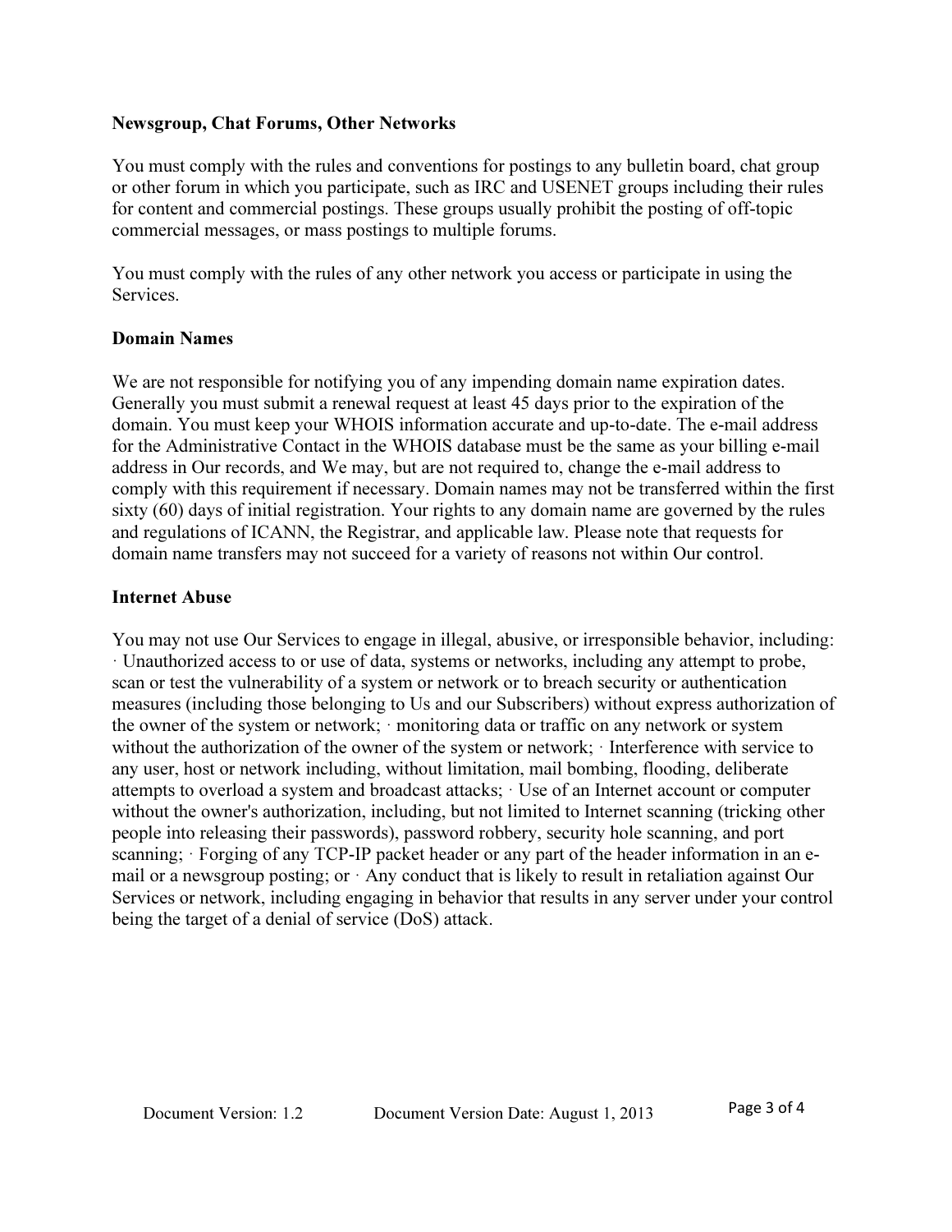**Newsgroup, Chat Forums, Other Networks**

You must comply with the rules and conventions for postings to any bulletin board, chat group or other forum in which you participate, such as IRC and USENET groups including their rules for content and commercial postings. These groups usually prohibit the posting of off-topic commercial messages, or mass postings to multiple forums.

You must comply with the rules of any other network you access or participate in using the Services.

**Domain Names**

We are not responsible for notifying you of any impending domain name expiration dates. Generally you must submit a renewal request at least 45 days prior to the expiration of the domain. You must keep your WHOIS information accurate and up-to-date. The e-mail address for the Administrative Contact in the WHOIS database must be the same as your billing e-mail address in Our records, and We may, but are not required to, change the e-mail address to comply with this requirement if necessary. Domain names may not be transferred within the first sixty (60) days of initial registration. Your rights to any domain name are governed by the rules and regulations of ICANN, the Registrar, and applicable law. Please note that requests for domain name transfers may not succeed for a variety of reasons not within Our control.

**Internet Abuse**

You may not use Our Services to engage in illegal, abusive, or irresponsible behavior, including: · Unauthorized access to or use of data, systems or networks, including any attempt to probe, scan or test the vulnerability of a system or network or to breach security or authentication measures (including those belonging to Us and our Subscribers) without express authorization of the owner of the system or network; · monitoring data or traffic on any network or system without the authorization of the owner of the system or network; · Interference with service to any user, host or network including, without limitation, mail bombing, flooding, deliberate attempts to overload a system and broadcast attacks; · Use of an Internet account or computer without the owner's authorization, including, but not limited to Internet scanning (tricking other people into releasing their passwords), password robbery, security hole scanning, and port scanning; · Forging of any TCP-IP packet header or any part of the header information in an e-mail or a newsgroup posting; or · Any conduct that is likely to result in retaliation against Our Services or network, including engaging in behavior that results in any server under your control being the target of a denial of service (DoS) attack.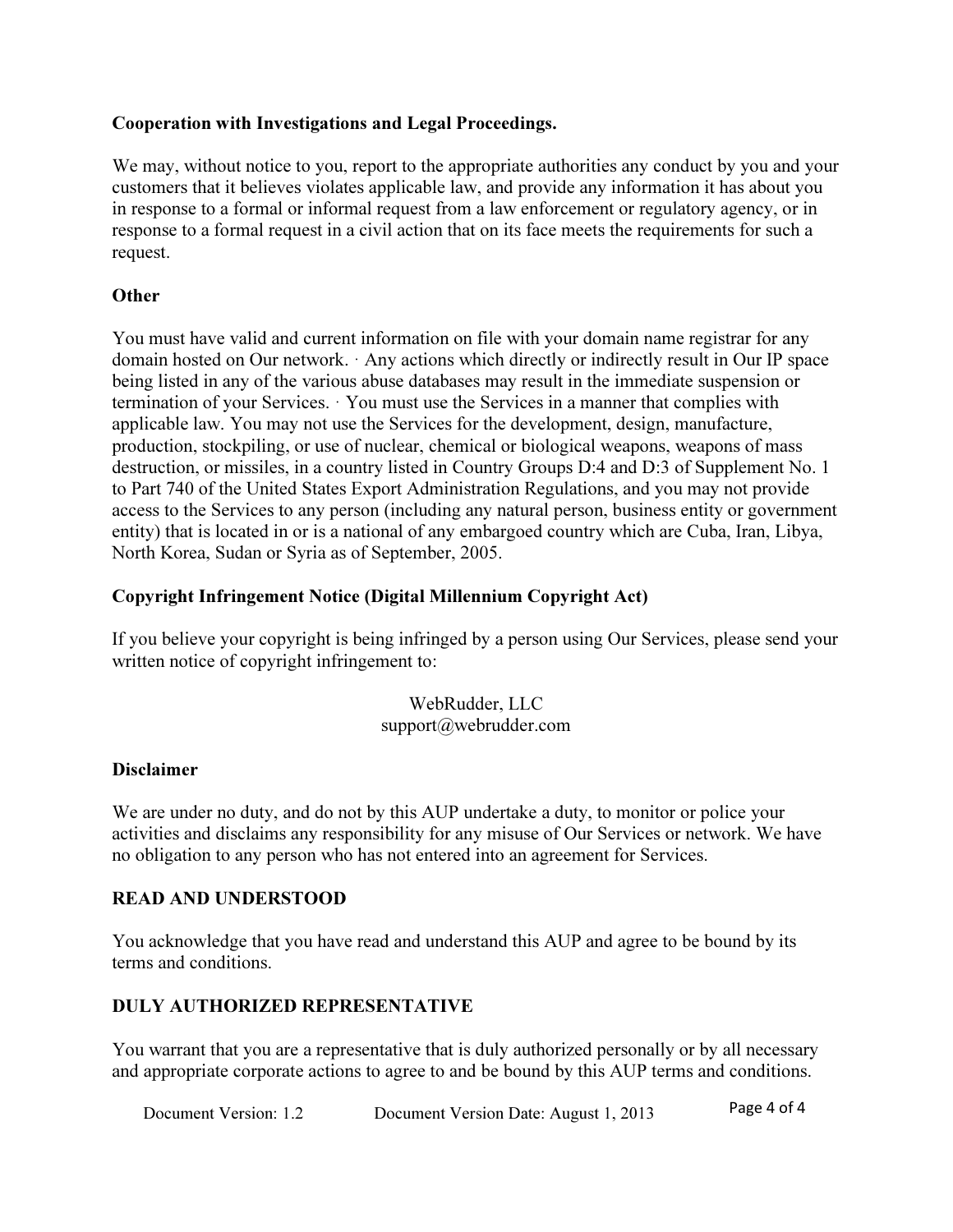**Cooperation with Investigations and Legal Proceedings.**

We may, without notice to you, report to the appropriate authorities any conduct by you and your customers that it believes violates applicable law, and provide any information it has about you in response to a formal or informal request from a law enforcement or regulatory agency, or in response to a formal request in a civil action that on its face meets the requirements for such a request.

**Other**

You must have valid and current information on file with your domain name registrar for any domain hosted on Our network. · Any actions which directly or indirectly result in Our IP space being listed in any of the various abuse databases may result in the immediate suspension or termination of your Services. · You must use the Services in a manner that complies with applicable law. You may not use the Services for the development, design, manufacture, production, stockpiling, or use of nuclear, chemical or biological weapons, weapons of mass destruction, or missiles, in a country listed in Country Groups D:4 and D:3 of Supplement No. 1 to Part 740 of the United States Export Administration Regulations, and you may not provide access to the Services to any person (including any natural person, business entity or government entity) that is located in or is a national of any embargoed country which are Cuba, Iran, Libya, North Korea, Sudan or Syria as of September, 2005.

**Copyright Infringement Notice (Digital Millennium Copyright Act)**

If you believe your copyright is being infringed by a person using Our Services, please send your written notice of copyright infringement to:

WebRudder, LLC
support@webrudder.com

**Disclaimer**

We are under no duty, and do not by this AUP undertake a duty, to monitor or police your activities and disclaims any responsibility for any misuse of Our Services or network. We have no obligation to any person who has not entered into an agreement for Services.

**READ AND UNDERSTOOD**

You acknowledge that you have read and understand this AUP and agree to be bound by its terms and conditions.

**DULY AUTHORIZED REPRESENTATIVE**

You warrant that you are a representative that is duly authorized personally or by all necessary and appropriate corporate actions to agree to and be bound by this AUP terms and conditions.

Document Version: 1.2 Document Version Date: August 1, 2013